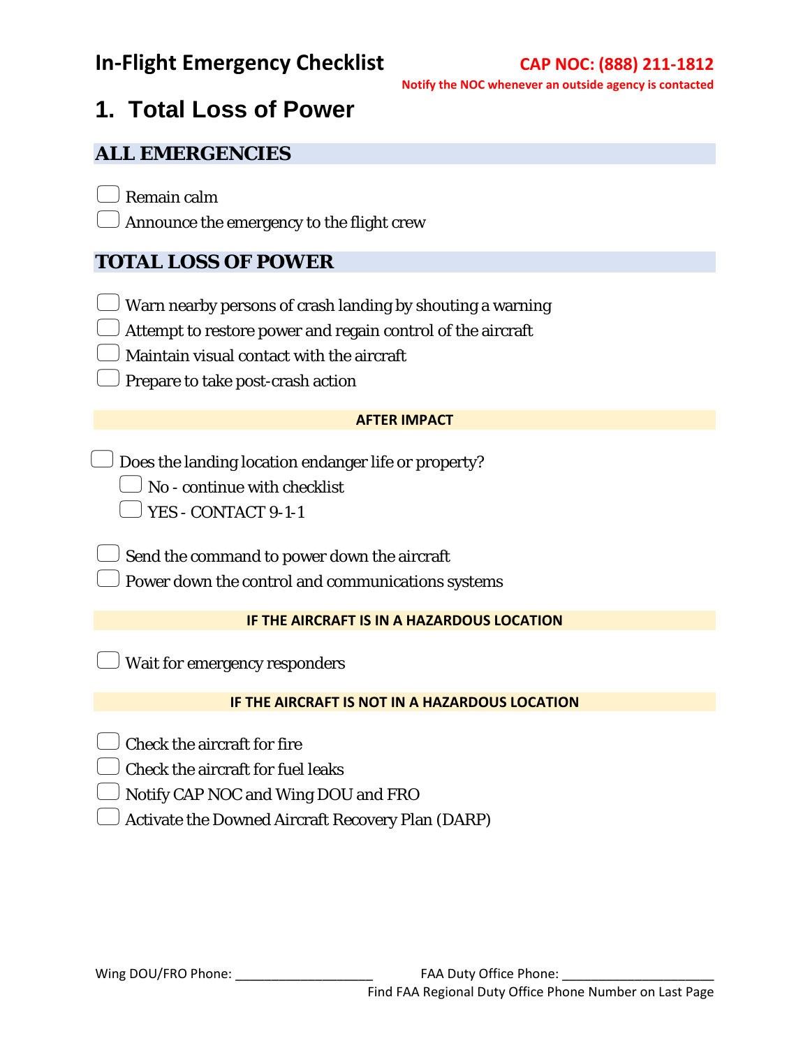# In-Flight Emergency Checklist

**CAP NOC: (888) 211-1812**

**Notify the NOC whenever an outside agency is contacted**

## 1. Total Loss of Power

### ALL EMERGENCIES

- [ ] Remain calm
- [ ] Announce the emergency to the flight crew

### TOTAL LOSS OF POWER

- [ ] Warn nearby persons of crash landing by shouting a warning
- [ ] Attempt to restore power and regain control of the aircraft
- [ ] Maintain visual contact with the aircraft
- [ ] Prepare to take post-crash action

#### AFTER IMPACT

- [ ] Does the landing location endanger life or property?
  - [ ] No - continue with checklist
  - [ ] YES - CONTACT 9-1-1

- [ ] Send the command to power down the aircraft
- [ ] Power down the control and communications systems

#### IF THE AIRCRAFT IS IN A HAZARDOUS LOCATION

- [ ] Wait for emergency responders

#### IF THE AIRCRAFT IS NOT IN A HAZARDOUS LOCATION

- [ ] Check the aircraft for fire
- [ ] Check the aircraft for fuel leaks
- [ ] Notify CAP NOC and Wing DOU and FRO
- [ ] Activate the Downed Aircraft Recovery Plan (DARP)

Wing DOU/FRO Phone: ____________________ FAA Duty Office Phone: ______________________

Find FAA Regional Duty Office Phone Number on Last Page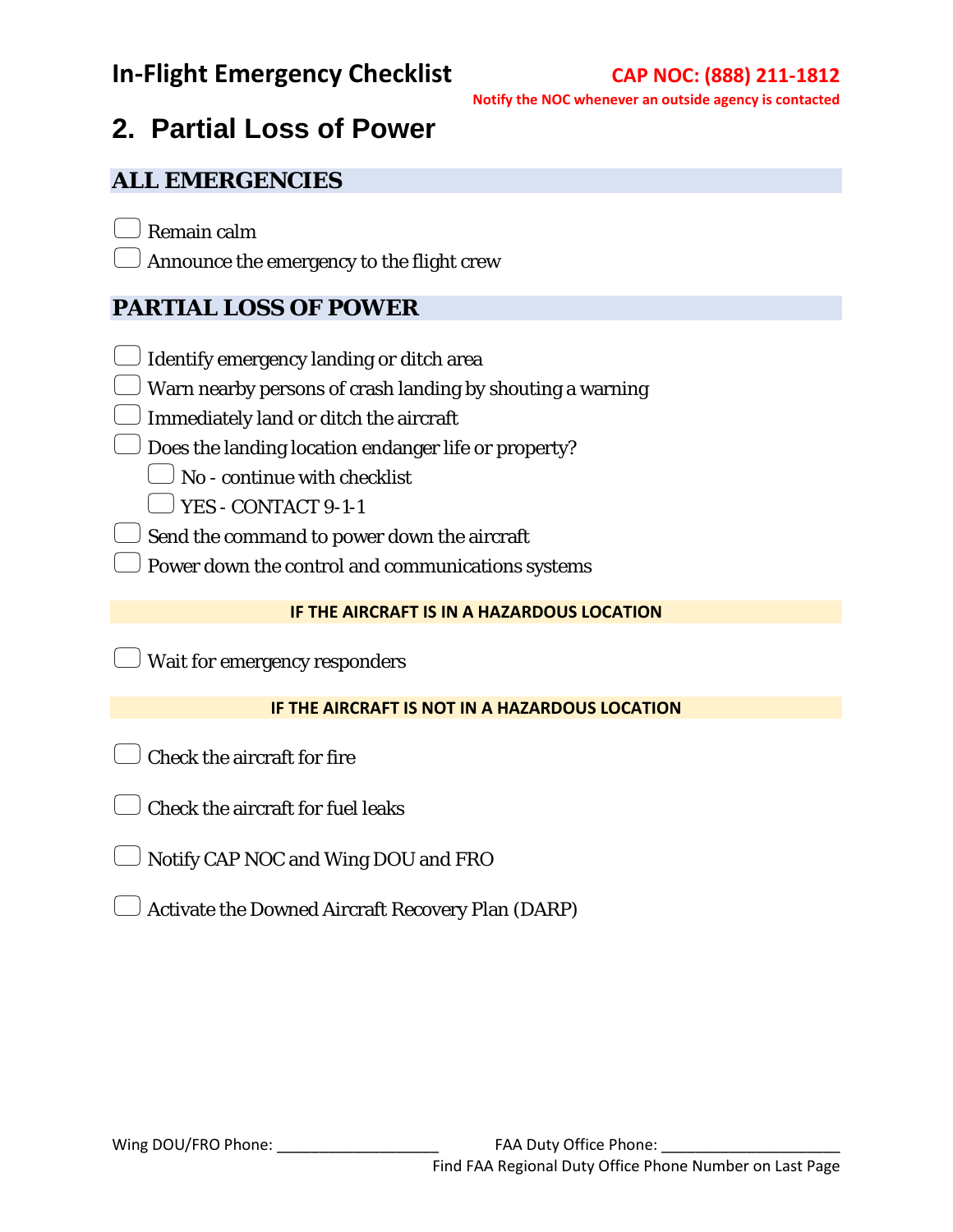**In-Flight Emergency Checklist**

**CAP NOC: (888) 211-1812**

**Notify the NOC whenever an outside agency is contacted**

# 2. Partial Loss of Power

## ALL EMERGENCIES

- [ ] Remain calm
- [ ] Announce the emergency to the flight crew

## PARTIAL LOSS OF POWER

- [ ] Identify emergency landing or ditch area
- [ ] Warn nearby persons of crash landing by shouting a warning
- [ ] Immediately land or ditch the aircraft
- [ ] Does the landing location endanger life or property?
  - [ ] No - continue with checklist
  - [ ] YES - CONTACT 9-1-1
- [ ] Send the command to power down the aircraft
- [ ] Power down the control and communications systems

### IF THE AIRCRAFT IS IN A HAZARDOUS LOCATION

- [ ] Wait for emergency responders

### IF THE AIRCRAFT IS NOT IN A HAZARDOUS LOCATION

- [ ] Check the aircraft for fire
- [ ] Check the aircraft for fuel leaks
- [ ] Notify CAP NOC and Wing DOU and FRO
- [ ] Activate the Downed Aircraft Recovery Plan (DARP)

Wing DOU/FRO Phone: ____________________ FAA Duty Office Phone: ______________________

Find FAA Regional Duty Office Phone Number on Last Page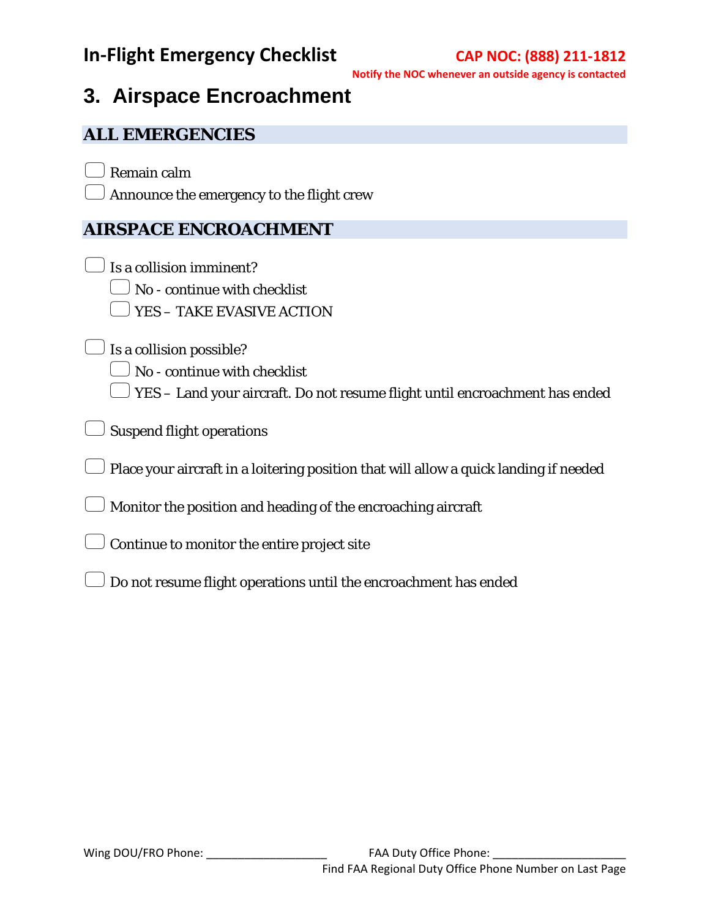# 3. Airspace Encroachment

## ALL EMERGENCIES

- [ ] Remain calm
- [ ] Announce the emergency to the flight crew

## AIRSPACE ENCROACHMENT

- [ ] Is a collision imminent?
  - [ ] No - continue with checklist
  - [ ] YES – TAKE EVASIVE ACTION

- [ ] Is a collision possible?
  - [ ] No - continue with checklist
  - [ ] YES – Land your aircraft. Do not resume flight until encroachment has ended

- [ ] Suspend flight operations

- [ ] Place your aircraft in a loitering position that will allow a quick landing if needed

- [ ] Monitor the position and heading of the encroaching aircraft

- [ ] Continue to monitor the entire project site

- [ ] Do not resume flight operations until the encroachment has ended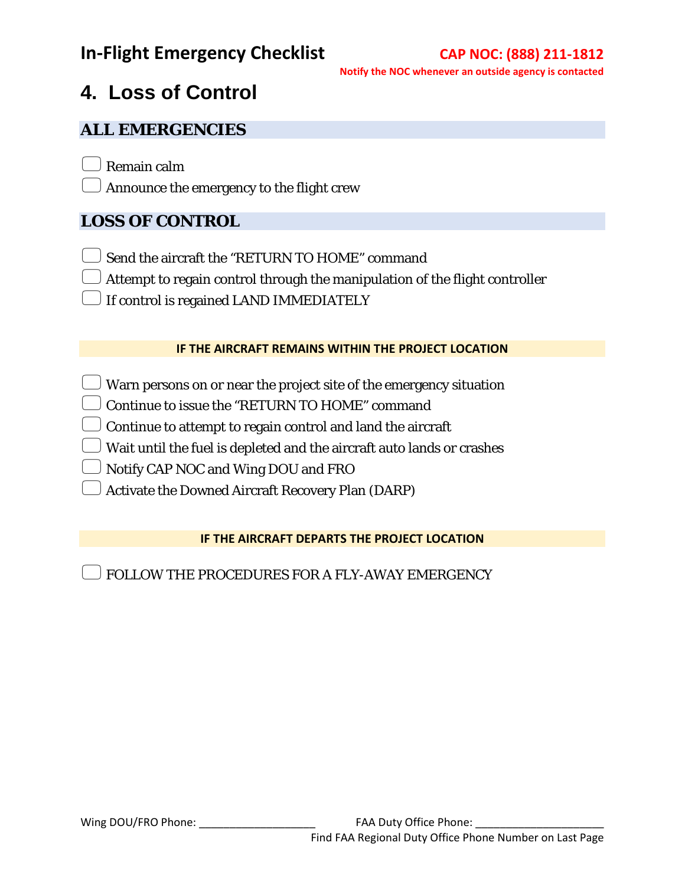**In-Flight Emergency Checklist**

**CAP NOC: (888) 211-1812**

**Notify the NOC whenever an outside agency is contacted**

# 4. Loss of Control

## ALL EMERGENCIES

- [ ] Remain calm
- [ ] Announce the emergency to the flight crew

## LOSS OF CONTROL

- [ ] Send the aircraft the "RETURN TO HOME" command
- [ ] Attempt to regain control through the manipulation of the flight controller
- [ ] If control is regained LAND IMMEDIATELY

### IF THE AIRCRAFT REMAINS WITHIN THE PROJECT LOCATION

- [ ] Warn persons on or near the project site of the emergency situation
- [ ] Continue to issue the "RETURN TO HOME" command
- [ ] Continue to attempt to regain control and land the aircraft
- [ ] Wait until the fuel is depleted and the aircraft auto lands or crashes
- [ ] Notify CAP NOC and Wing DOU and FRO
- [ ] Activate the Downed Aircraft Recovery Plan (DARP)

### IF THE AIRCRAFT DEPARTS THE PROJECT LOCATION

- [ ] FOLLOW THE PROCEDURES FOR A FLY-AWAY EMERGENCY

Wing DOU/FRO Phone: ____________________ FAA Duty Office Phone: ______________________

Find FAA Regional Duty Office Phone Number on Last Page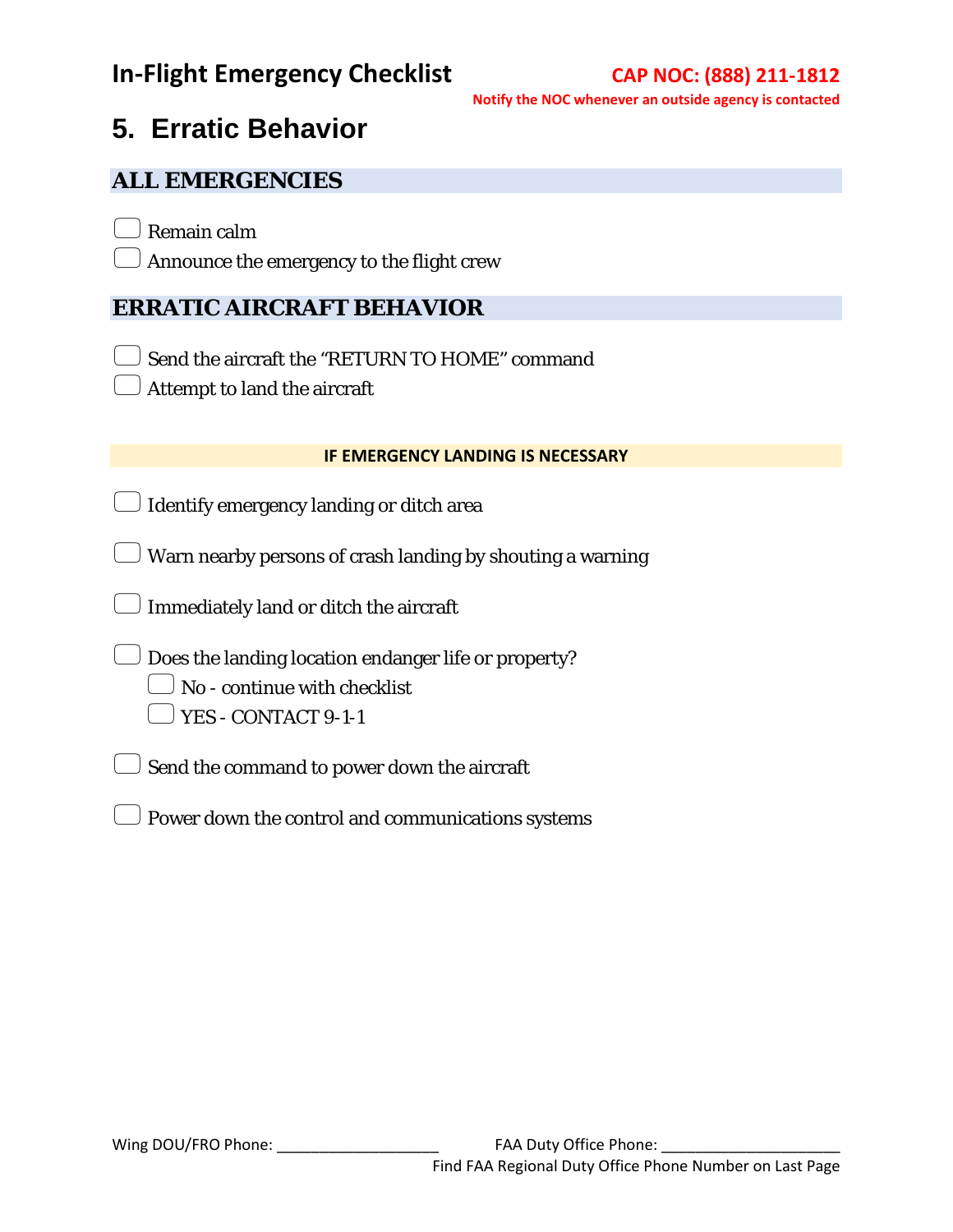**In-Flight Emergency Checklist**

**CAP NOC: (888) 211-1812**
**Notify the NOC whenever an outside agency is contacted**

# 5. Erratic Behavior

## ALL EMERGENCIES

- [ ] Remain calm
- [ ] Announce the emergency to the flight crew

## ERRATIC AIRCRAFT BEHAVIOR

- [ ] Send the aircraft the "RETURN TO HOME" command
- [ ] Attempt to land the aircraft

### IF EMERGENCY LANDING IS NECESSARY

- [ ] Identify emergency landing or ditch area
- [ ] Warn nearby persons of crash landing by shouting a warning
- [ ] Immediately land or ditch the aircraft
- [ ] Does the landing location endanger life or property?
  - [ ] No - continue with checklist
  - [ ] YES - CONTACT 9-1-1
- [ ] Send the command to power down the aircraft
- [ ] Power down the control and communications systems

Wing DOU/FRO Phone: ____________________ FAA Duty Office Phone: ______________________

Find FAA Regional Duty Office Phone Number on Last Page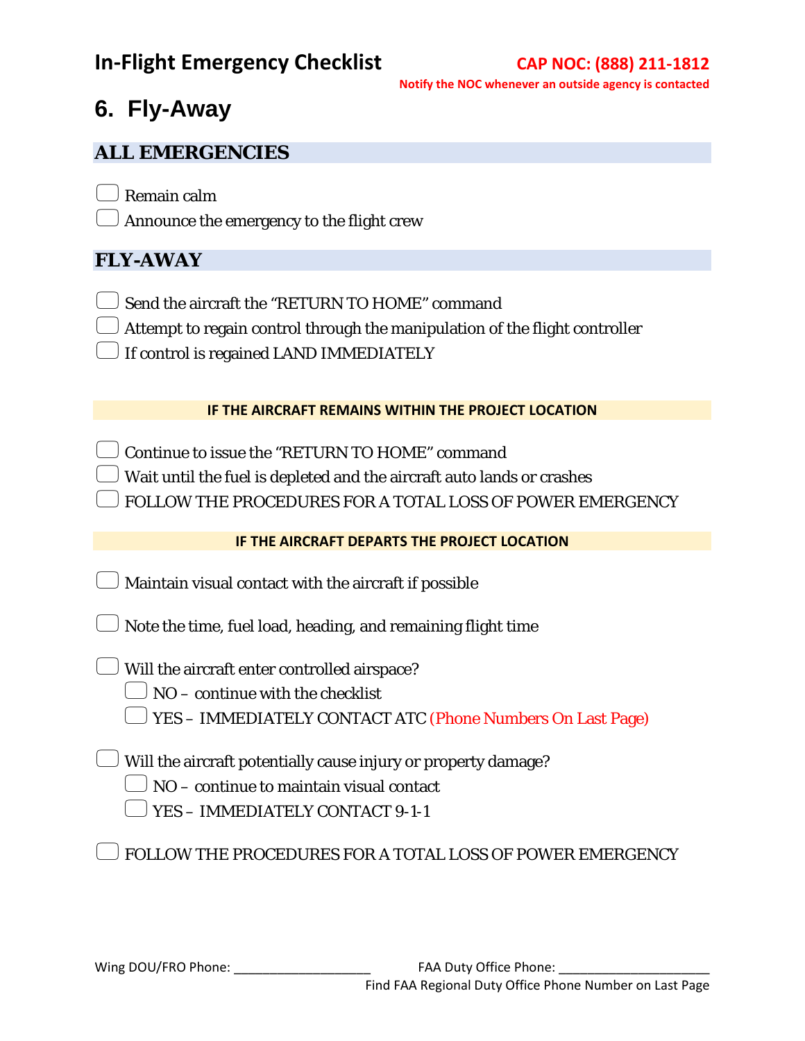# In-Flight Emergency Checklist

**CAP NOC: (888) 211-1812**
**Notify the NOC whenever an outside agency is contacted**

## 6. Fly-Away

### ALL EMERGENCIES

- [ ] Remain calm
- [ ] Announce the emergency to the flight crew

### FLY-AWAY

- [ ] Send the aircraft the "RETURN TO HOME" command
- [ ] Attempt to regain control through the manipulation of the flight controller
- [ ] If control is regained LAND IMMEDIATELY

#### IF THE AIRCRAFT REMAINS WITHIN THE PROJECT LOCATION

- [ ] Continue to issue the "RETURN TO HOME" command
- [ ] Wait until the fuel is depleted and the aircraft auto lands or crashes
- [ ] FOLLOW THE PROCEDURES FOR A TOTAL LOSS OF POWER EMERGENCY

#### IF THE AIRCRAFT DEPARTS THE PROJECT LOCATION

- [ ] Maintain visual contact with the aircraft if possible
- [ ] Note the time, fuel load, heading, and remaining flight time
- [ ] Will the aircraft enter controlled airspace?
  - [ ] NO – continue with the checklist
  - [ ] YES – IMMEDIATELY CONTACT ATC (Phone Numbers On Last Page)
- [ ] Will the aircraft potentially cause injury or property damage?
  - [ ] NO – continue to maintain visual contact
  - [ ] YES – IMMEDIATELY CONTACT 9-1-1
- [ ] FOLLOW THE PROCEDURES FOR A TOTAL LOSS OF POWER EMERGENCY

Wing DOU/FRO Phone: ____________________

FAA Duty Office Phone: ______________________

Find FAA Regional Duty Office Phone Number on Last Page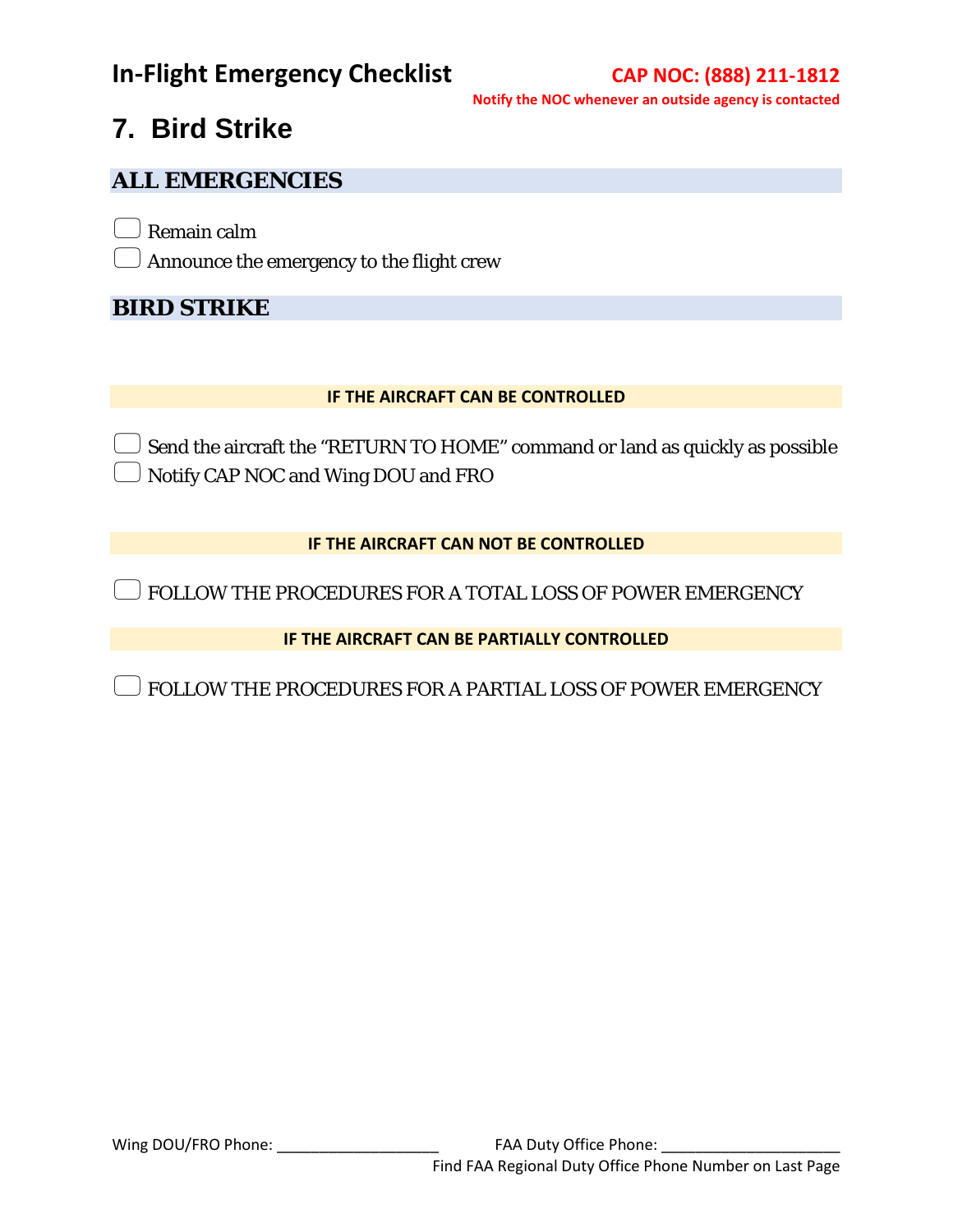# In-Flight Emergency Checklist

**CAP NOC: (888) 211-1812**

**Notify the NOC whenever an outside agency is contacted**

## 7. Bird Strike

### ALL EMERGENCIES

- [ ] Remain calm
- [ ] Announce the emergency to the flight crew

### BIRD STRIKE

**IF THE AIRCRAFT CAN BE CONTROLLED**

- [ ] Send the aircraft the "RETURN TO HOME" command or land as quickly as possible
- [ ] Notify CAP NOC and Wing DOU and FRO

**IF THE AIRCRAFT CAN NOT BE CONTROLLED**

- [ ] FOLLOW THE PROCEDURES FOR A TOTAL LOSS OF POWER EMERGENCY

**IF THE AIRCRAFT CAN BE PARTIALLY CONTROLLED**

- [ ] FOLLOW THE PROCEDURES FOR A PARTIAL LOSS OF POWER EMERGENCY

Wing DOU/FRO Phone: ____________________ FAA Duty Office Phone: ______________________

Find FAA Regional Duty Office Phone Number on Last Page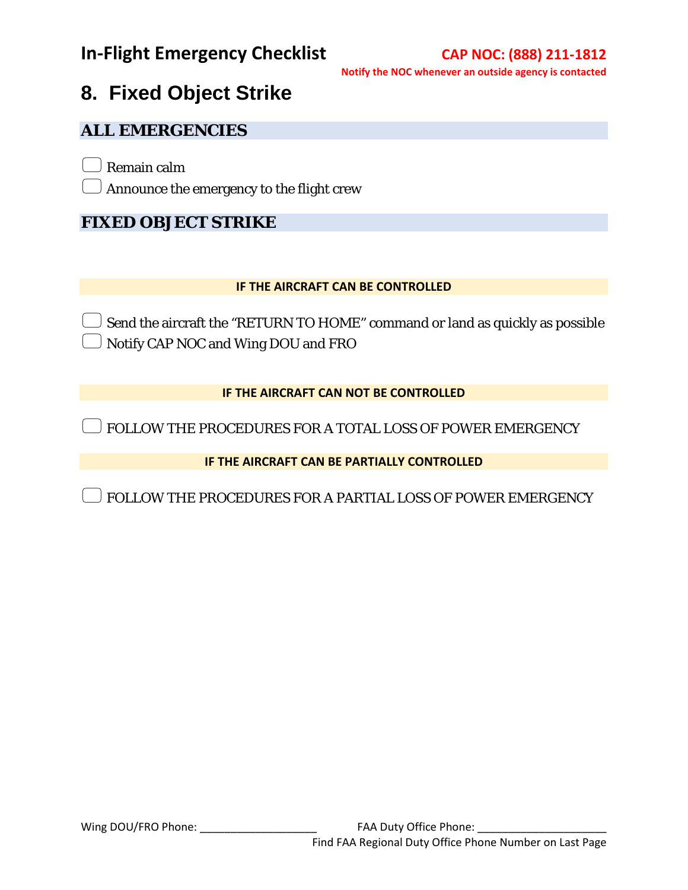In-Flight Emergency Checklist

**CAP NOC: (888) 211-1812**

**Notify the NOC whenever an outside agency is contacted**

# 8. Fixed Object Strike

## ALL EMERGENCIES

- [ ] Remain calm
- [ ] Announce the emergency to the flight crew

## FIXED OBJECT STRIKE

### IF THE AIRCRAFT CAN BE CONTROLLED

- [ ] Send the aircraft the "RETURN TO HOME" command or land as quickly as possible
- [ ] Notify CAP NOC and Wing DOU and FRO

### IF THE AIRCRAFT CAN NOT BE CONTROLLED

- [ ] FOLLOW THE PROCEDURES FOR A TOTAL LOSS OF POWER EMERGENCY

### IF THE AIRCRAFT CAN BE PARTIALLY CONTROLLED

- [ ] FOLLOW THE PROCEDURES FOR A PARTIAL LOSS OF POWER EMERGENCY

Wing DOU/FRO Phone: ____________________ FAA Duty Office Phone: ______________________

Find FAA Regional Duty Office Phone Number on Last Page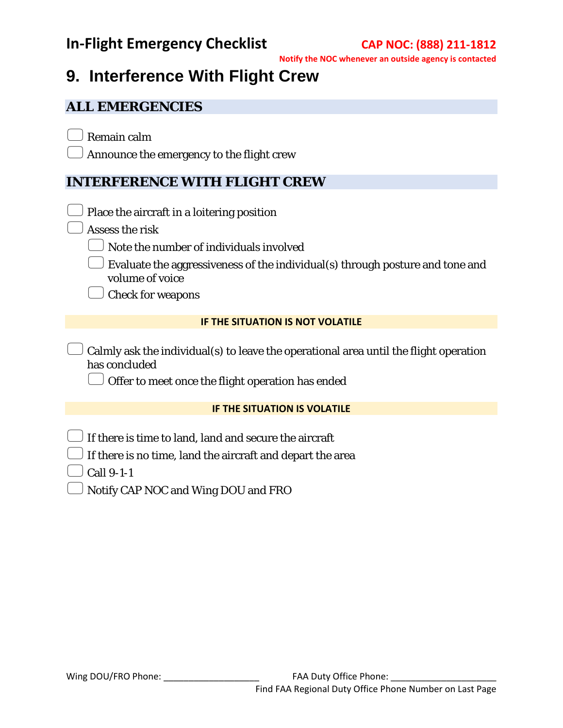# 9. Interference With Flight Crew

## ALL EMERGENCIES

- [ ] Remain calm
- [ ] Announce the emergency to the flight crew

## INTERFERENCE WITH FLIGHT CREW

- [ ] Place the aircraft in a loitering position
- [ ] Assess the risk
  - [ ] Note the number of individuals involved
  - [ ] Evaluate the aggressiveness of the individual(s) through posture and tone and volume of voice
  - [ ] Check for weapons

**IF THE SITUATION IS NOT VOLATILE**

- [ ] Calmly ask the individual(s) to leave the operational area until the flight operation has concluded
  - [ ] Offer to meet once the flight operation has ended

**IF THE SITUATION IS VOLATILE**

- [ ] If there is time to land, land and secure the aircraft
- [ ] If there is no time, land the aircraft and depart the area
- [ ] Call 9-1-1
- [ ] Notify CAP NOC and Wing DOU and FRO

Wing DOU/FRO Phone: ____________________ FAA Duty Office Phone: ______________________

Find FAA Regional Duty Office Phone Number on Last Page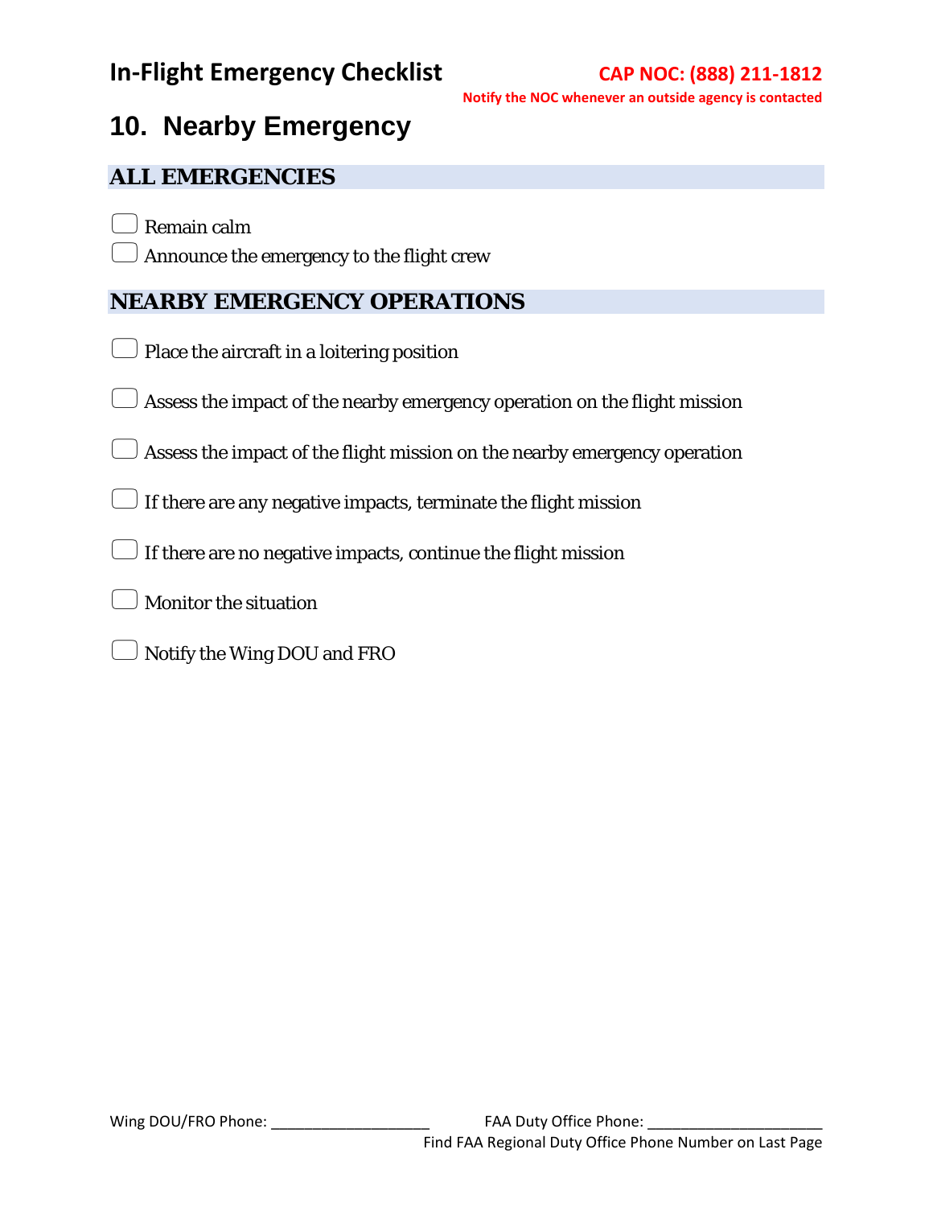## In-Flight Emergency Checklist

**CAP NOC: (888) 211-1812**

**Notify the NOC whenever an outside agency is contacted**

# 10. Nearby Emergency

### ALL EMERGENCIES

- [ ] Remain calm
- [ ] Announce the emergency to the flight crew

### NEARBY EMERGENCY OPERATIONS

- [ ] Place the aircraft in a loitering position
- [ ] Assess the impact of the nearby emergency operation on the flight mission
- [ ] Assess the impact of the flight mission on the nearby emergency operation
- [ ] If there are any negative impacts, terminate the flight mission
- [ ] If there are no negative impacts, continue the flight mission
- [ ] Monitor the situation
- [ ] Notify the Wing DOU and FRO

Wing DOU/FRO Phone: ____________________ FAA Duty Office Phone: ______________________

Find FAA Regional Duty Office Phone Number on Last Page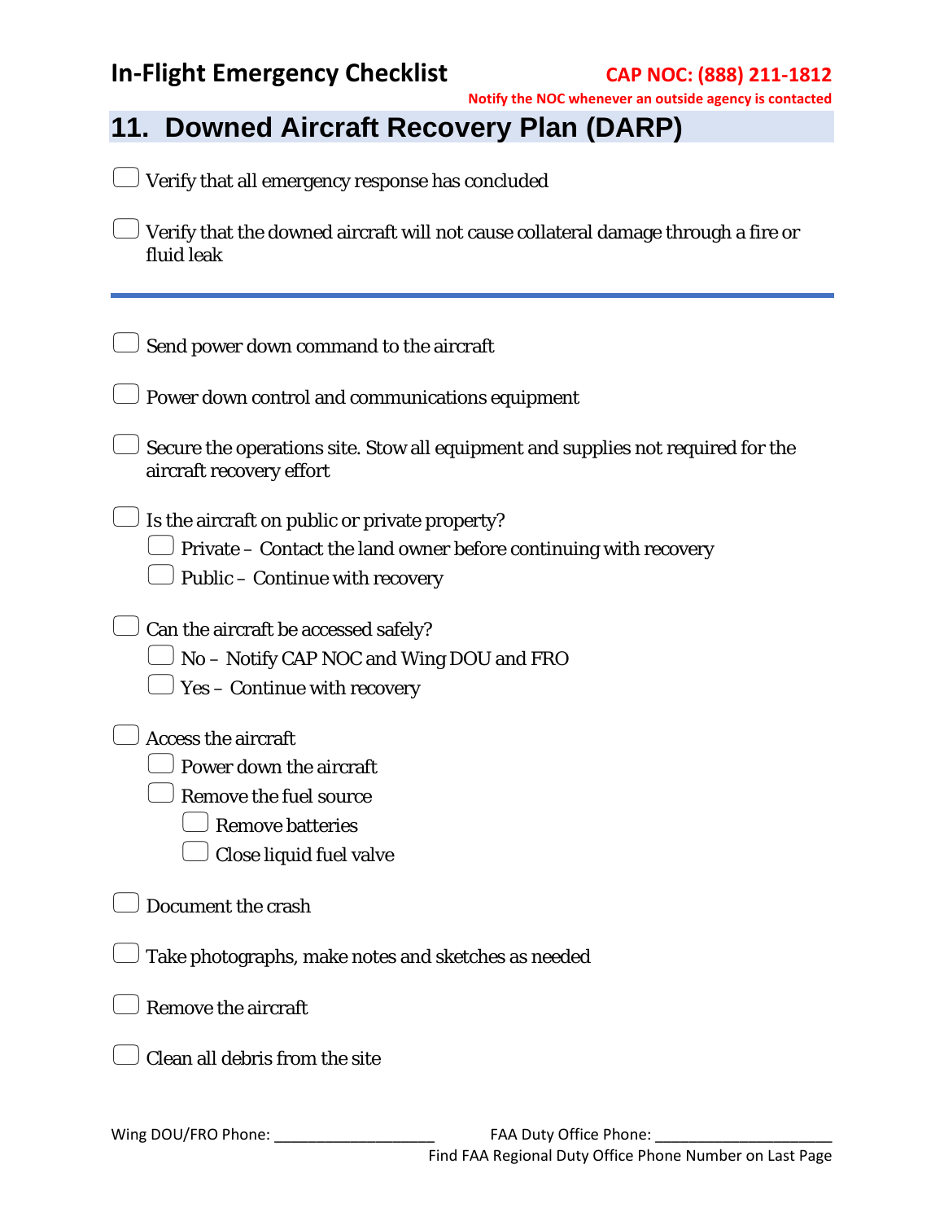In-Flight Emergency Checklist

**CAP NOC: (888) 211-1812**

**Notify the NOC whenever an outside agency is contacted**

## 11. Downed Aircraft Recovery Plan (DARP)

- [ ] Verify that all emergency response has concluded
- [ ] Verify that the downed aircraft will not cause collateral damage through a fire or fluid leak

---

- [ ] Send power down command to the aircraft
- [ ] Power down control and communications equipment
- [ ] Secure the operations site. Stow all equipment and supplies not required for the aircraft recovery effort
- [ ] Is the aircraft on public or private property?
  - [ ] Private – Contact the land owner before continuing with recovery
  - [ ] Public – Continue with recovery
- [ ] Can the aircraft be accessed safely?
  - [ ] No – Notify CAP NOC and Wing DOU and FRO
  - [ ] Yes – Continue with recovery
- [ ] Access the aircraft
  - [ ] Power down the aircraft
  - [ ] Remove the fuel source
    - [ ] Remove batteries
    - [ ] Close liquid fuel valve
- [ ] Document the crash
- [ ] Take photographs, make notes and sketches as needed
- [ ] Remove the aircraft
- [ ] Clean all debris from the site

Wing DOU/FRO Phone: ____________________ FAA Duty Office Phone: ______________________

Find FAA Regional Duty Office Phone Number on Last Page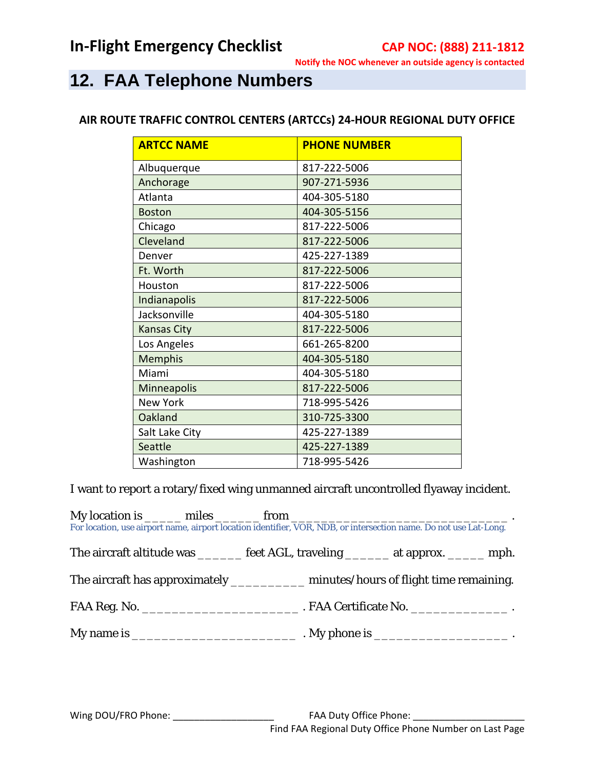In-Flight Emergency Checklist

**CAP NOC: (888) 211-1812**

**Notify the NOC whenever an outside agency is contacted**

# 12. FAA Telephone Numbers

**AIR ROUTE TRAFFIC CONTROL CENTERS (ARTCCs) 24-HOUR REGIONAL DUTY OFFICE**

| ARTCC NAME | PHONE NUMBER |
|---|---|
| Albuquerque | 817-222-5006 |
| Anchorage | 907-271-5936 |
| Atlanta | 404-305-5180 |
| Boston | 404-305-5156 |
| Chicago | 817-222-5006 |
| Cleveland | 817-222-5006 |
| Denver | 425-227-1389 |
| Ft. Worth | 817-222-5006 |
| Houston | 817-222-5006 |
| Indianapolis | 817-222-5006 |
| Jacksonville | 404-305-5180 |
| Kansas City | 817-222-5006 |
| Los Angeles | 661-265-8200 |
| Memphis | 404-305-5180 |
| Miami | 404-305-5180 |
| Minneapolis | 817-222-5006 |
| New York | 718-995-5426 |
| Oakland | 310-725-3300 |
| Salt Lake City | 425-227-1389 |
| Seattle | 425-227-1389 |
| Washington | 718-995-5426 |

I want to report a rotary/fixed wing unmanned aircraft uncontrolled flyaway incident.

My location is _____ miles ______ from ______________________________ .

For location, use airport name, airport location identifier, VOR, NDB, or intersection name. Do not use Lat-Long.

The aircraft altitude was ______ feet AGL, traveling ______ at approx. _____ mph.

The aircraft has approximately __________ minutes/hours of flight time remaining.

FAA Reg. No. ______________________ . FAA Certificate No. _____________ .

My name is _______________________ . My phone is ___________________ .

Wing DOU/FRO Phone: ____________________ FAA Duty Office Phone: ______________________

Find FAA Regional Duty Office Phone Number on Last Page